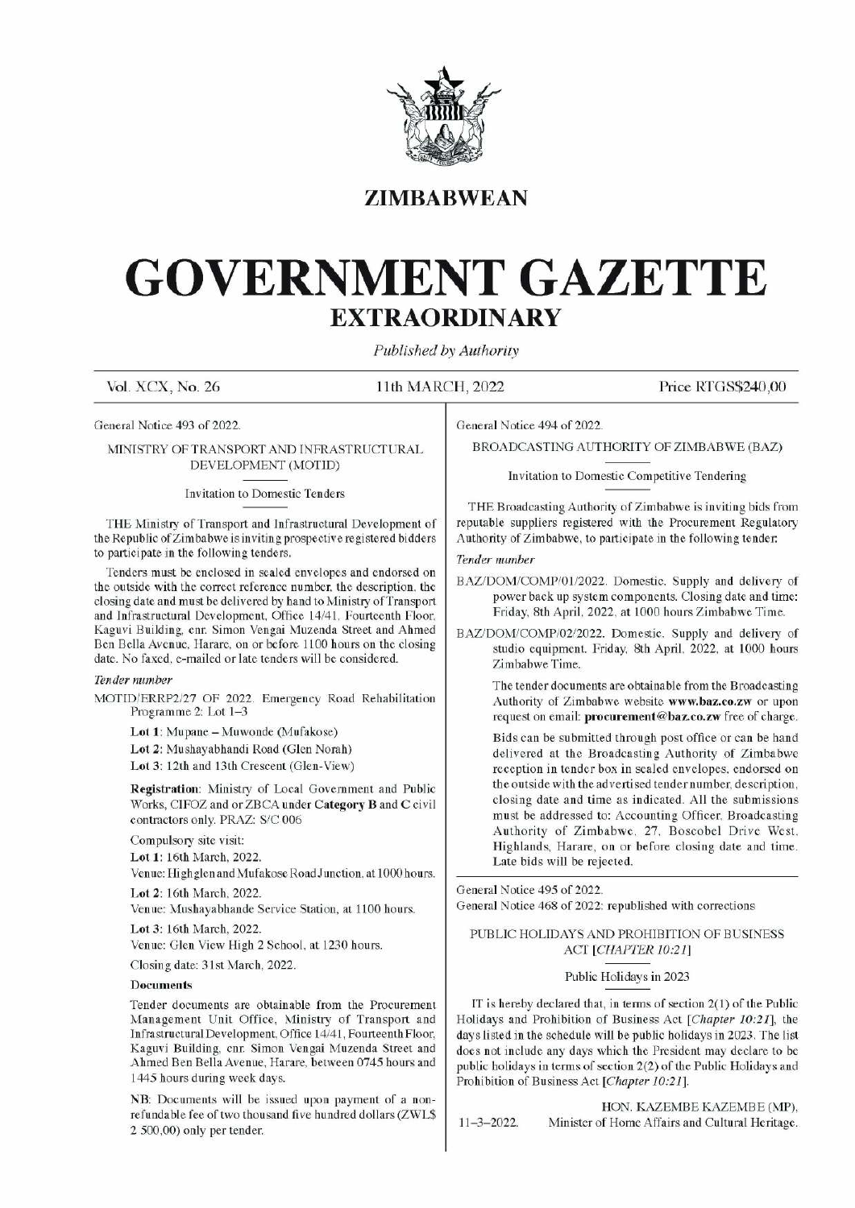# ZIMBABWEAN

# GOVERNMENT GAZETTE

## EXTRAORDINARY

*Published by Authority*

Vol. XCX, No. 26 11th MARCH, 2022 Price RTGS$240,00

General Notice 493 of 2022.

MINISTRY OF TRANSPORT AND INFRASTRUCTURAL DEVELOPMENT (MOTID)

Invitation to Domestic Tenders

THE Ministry of Transport and Infrastructural Development of the Republic of Zimbabwe is inviting prospective registered bidders to participate in the following tenders.

Tenders must be enclosed in sealed envelopes and endorsed on the outside with the correct reference number, the description, the closing date and must be delivered by hand to Ministry of Transport and Infrastructural Development, Office 14/41, Fourteenth Floor, Kaguvi Building, cnr. Simon Vengai Muzenda Street and Ahmed Ben Bella Avenue, Harare, on or before 1100 hours on the closing date. No faxed, e-mailed or late tenders will be considered.

*Tender number*

MOTID/ERRP2/27 OF 2022. Emergency Road Rehabilitation Programme 2: Lot 1–3

**Lot 1**: Mupane – Muwonde (Mufakose)

**Lot 2**: Mushayabhandi Road (Glen Norah)

**Lot 3**: 12th and 13th Crescent (Glen-View)

**Registration**: Ministry of Local Government and Public Works, CIFOZ and or ZBCA under **Category B** and **C** civil contractors only. PRAZ: S/C 006

Compulsory site visit:

**Lot 1**: 16th March, 2022.

Venue: Highglen and Mufakose Road Junction, at 1000 hours.

**Lot 2**: 16th March, 2022.

Venue: Mushayabhande Service Station, at 1100 hours.

**Lot 3**: 16th March, 2022.

Venue: Glen View High 2 School, at 1230 hours.

Closing date: 31st March, 2022.

**Documents**

Tender documents are obtainable from the Procurement Management Unit Office, Ministry of Transport and Infrastructural Development, Office 14/41, Fourteenth Floor, Kaguvi Building, cnr. Simon Vengai Muzenda Street and Ahmed Ben Bella Avenue, Harare, between 0745 hours and 1445 hours during week days.

NB: Documents will be issued upon payment of a non-refundable fee of two thousand five hundred dollars (ZWL$ 2 500,00) only per tender.

---

General Notice 494 of 2022.

BROADCASTING AUTHORITY OF ZIMBABWE (BAZ)

Invitation to Domestic Competitive Tendering

THE Broadcasting Authority of Zimbabwe is inviting bids from reputable suppliers registered with the Procurement Regulatory Authority of Zimbabwe, to participate in the following tender:

*Tender number*

BAZ/DOM/COMP/01/2022. Domestic. Supply and delivery of power back up system components. Closing date and time: Friday, 8th April, 2022, at 1000 hours Zimbabwe Time.

BAZ/DOM/COMP/02/2022. Domestic. Supply and delivery of studio equipment. Friday, 8th April, 2022, at 1000 hours Zimbabwe Time.

The tender documents are obtainable from the Broadcasting Authority of Zimbabwe website **www.baz.co.zw** or upon request on email: **procurement@baz.co.zw** free of charge.

Bids can be submitted through post office or can be hand delivered at the Broadcasting Authority of Zimbabwe reception in tender box in sealed envelopes, endorsed on the outside with the advertised tender number, description, closing date and time as indicated. All the submissions must be addressed to: Accounting Officer, Broadcasting Authority of Zimbabwe, 27, Boscobel Drive West, Highlands, Harare, on or before closing date and time. Late bids will be rejected.

---

General Notice 495 of 2022.

General Notice 468 of 2022: republished with corrections

PUBLIC HOLIDAYS AND PROHIBITION OF BUSINESS ACT [*CHAPTER 10:21*]

Public Holidays in 2023

IT is hereby declared that, in terms of section 2(1) of the Public Holidays and Prohibition of Business Act [*Chapter 10:21*], the days listed in the schedule will be public holidays in 2023. The list does not include any days which the President may declare to be public holidays in terms of section 2(2) of the Public Holidays and Prohibition of Business Act [*Chapter 10:21*].

HON. KAZEMBE KAZEMBE (MP),
Minister of Home Affairs and Cultural Heritage.

11–3–2022.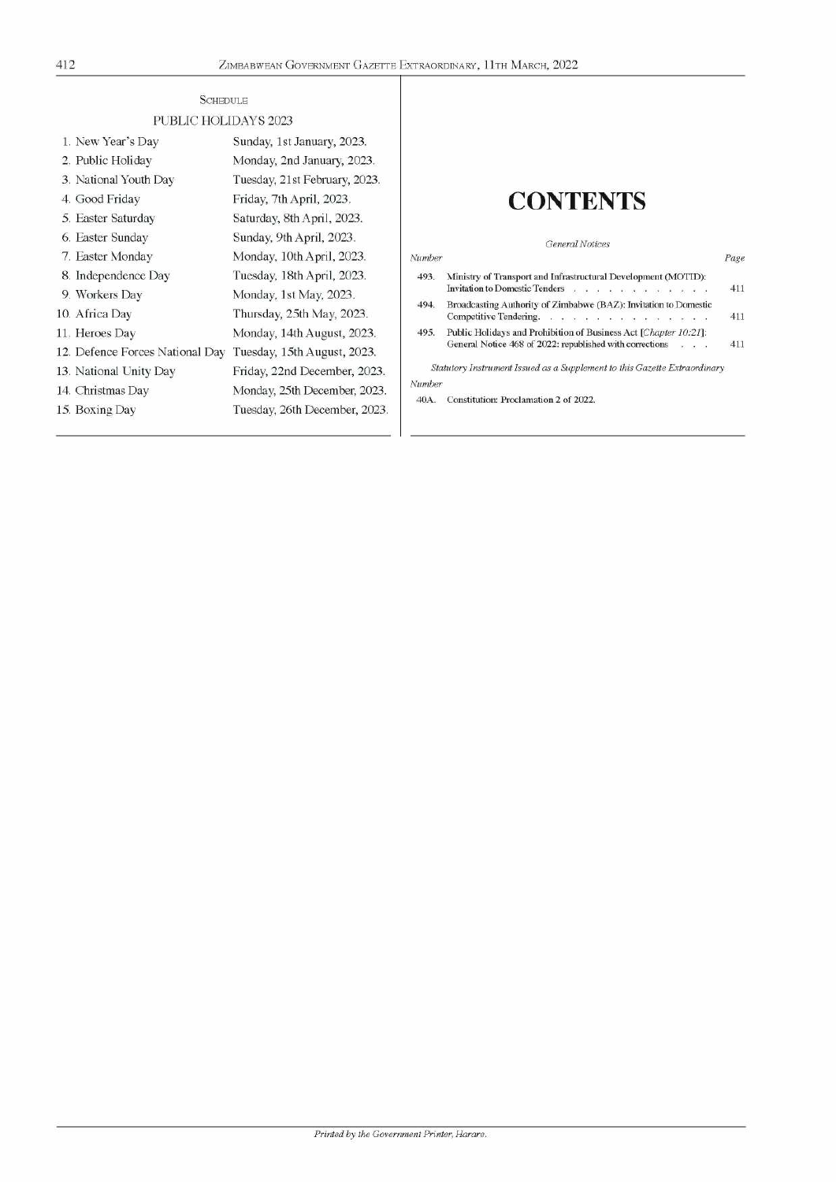SCHEDULE

PUBLIC HOLIDAYS 2023

| | |
|---|---|
| 1. New Year's Day | Sunday, 1st January, 2023. |
| 2. Public Holiday | Monday, 2nd January, 2023. |
| 3. National Youth Day | Tuesday, 21st February, 2023. |
| 4. Good Friday | Friday, 7th April, 2023. |
| 5. Easter Saturday | Saturday, 8th April, 2023. |
| 6. Easter Sunday | Sunday, 9th April, 2023. |
| 7. Easter Monday | Monday, 10th April, 2023. |
| 8. Independence Day | Tuesday, 18th April, 2023. |
| 9. Workers Day | Monday, 1st May, 2023. |
| 10. Africa Day | Thursday, 25th May, 2023. |
| 11. Heroes Day | Monday, 14th August, 2023. |
| 12. Defence Forces National Day | Tuesday, 15th August, 2023. |
| 13. National Unity Day | Friday, 22nd December, 2023. |
| 14. Christmas Day | Monday, 25th December, 2023. |
| 15. Boxing Day | Tuesday, 26th December, 2023. |

# CONTENTS

*General Notices*

| *Number* | | *Page* |
|---|---|---|
| 493. | Ministry of Transport and Infrastructural Development (MOTID): Invitation to Domestic Tenders . . . . . . . . . . . . | 411 |
| 494. | Broadcasting Authority of Zimbabwe (BAZ): Invitation to Domestic Competitive Tendering. . . . . . . . . . . . . . | 411 |
| 495. | Public Holidays and Prohibition of Business Act [*Chapter 10:21*]: General Notice 468 of 2022: republished with corrections . . . | 411 |

*Statutory Instrument Issued as a Supplement to this Gazette Extraordinary*

| *Number* | |
|---|---|
| 40A. | Constitution: Proclamation 2 of 2022. |

*Printed by the Government Printer, Harare.*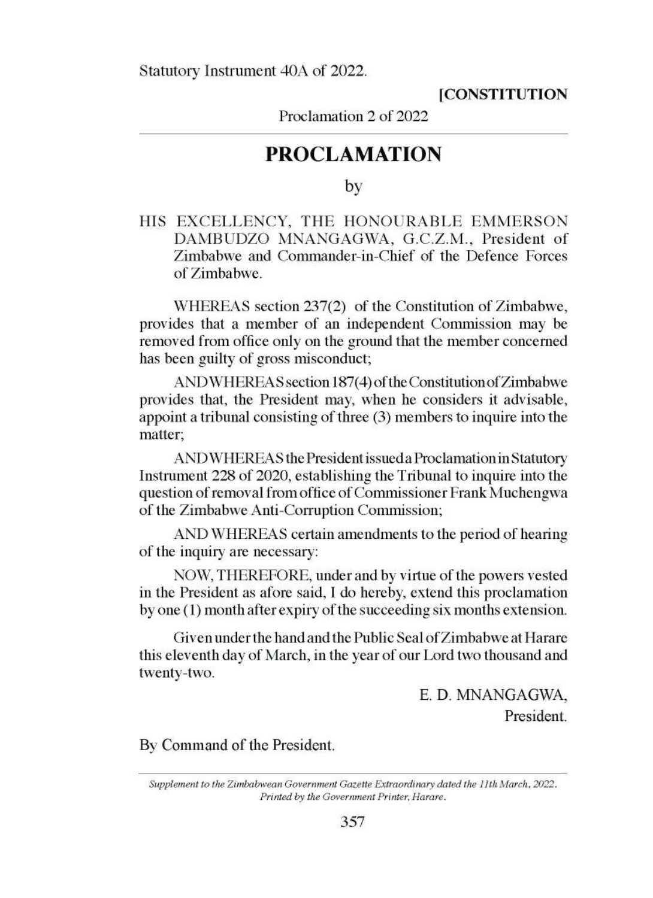Statutory Instrument 40A of 2022.

**[CONSTITUTION**

Proclamation 2 of 2022

# PROCLAMATION

by

HIS EXCELLENCY, THE HONOURABLE EMMERSON DAMBUDZO MNANGAGWA, G.C.Z.M., President of Zimbabwe and Commander-in-Chief of the Defence Forces of Zimbabwe.

WHEREAS section 237(2) of the Constitution of Zimbabwe, provides that a member of an independent Commission may be removed from office only on the ground that the member concerned has been guilty of gross misconduct;

AND WHEREAS section 187(4) of the Constitution of Zimbabwe provides that, the President may, when he considers it advisable, appoint a tribunal consisting of three (3) members to inquire into the matter;

AND WHEREAS the President issued a Proclamation in Statutory Instrument 228 of 2020, establishing the Tribunal to inquire into the question of removal from office of Commissioner Frank Muchengwa of the Zimbabwe Anti-Corruption Commission;

AND WHEREAS certain amendments to the period of hearing of the inquiry are necessary:

NOW, THEREFORE, under and by virtue of the powers vested in the President as afore said, I do hereby, extend this proclamation by one (1) month after expiry of the succeeding six months extension.

Given under the hand and the Public Seal of Zimbabwe at Harare this eleventh day of March, in the year of our Lord two thousand and twenty-two.

E. D. MNANGAGWA,
President.

By Command of the President.

*Supplement to the Zimbabwean Government Gazette Extraordinary dated the 11th March, 2022.*
*Printed by the Government Printer, Harare.*